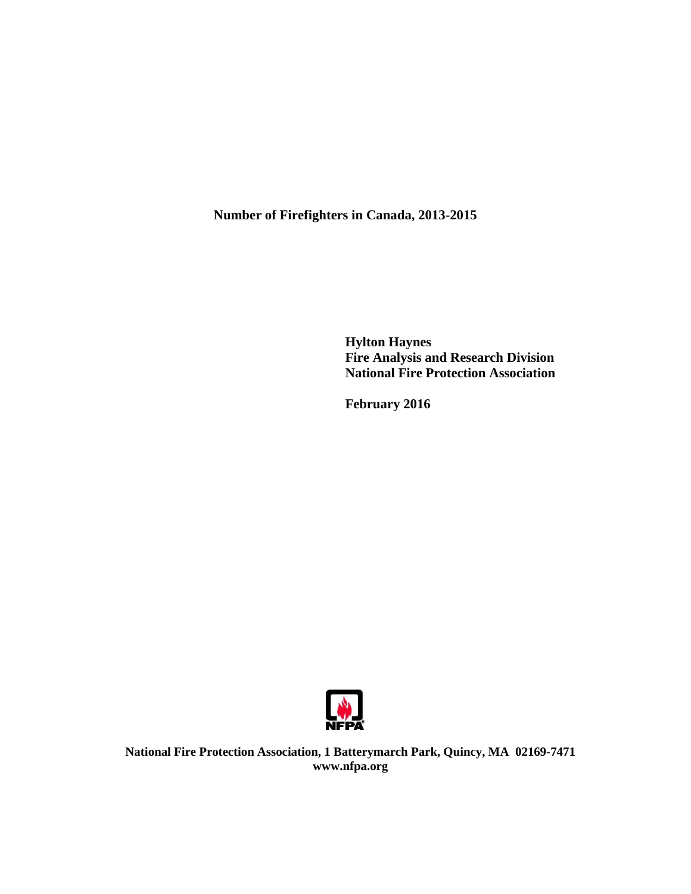# Number of Firefighters in Canada, 2013-2015

**Hylton Haynes**
**Fire Analysis and Research Division**
**National Fire Protection Association**

**February 2016**

**National Fire Protection Association, 1 Batterymarch Park, Quincy, MA 02169-7471**
**www.nfpa.org**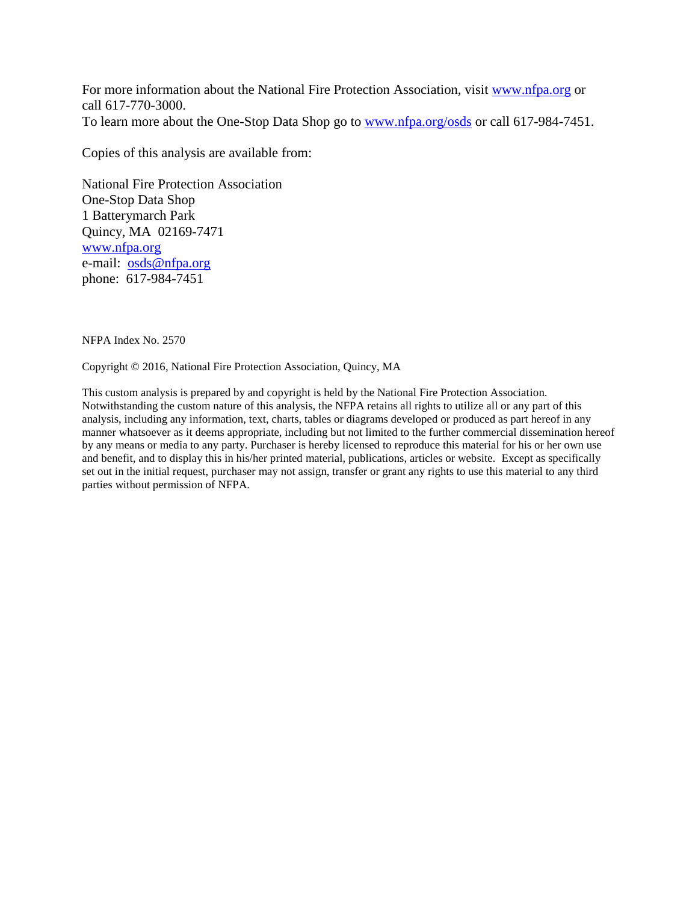For more information about the National Fire Protection Association, visit www.nfpa.org or call 617-770-3000.
To learn more about the One-Stop Data Shop go to www.nfpa.org/osds or call 617-984-7451.

Copies of this analysis are available from:

National Fire Protection Association
One-Stop Data Shop
1 Batterymarch Park
Quincy, MA 02169-7471
www.nfpa.org
e-mail: osds@nfpa.org
phone: 617-984-7451

NFPA Index No. 2570

Copyright © 2016, National Fire Protection Association, Quincy, MA

This custom analysis is prepared by and copyright is held by the National Fire Protection Association. Notwithstanding the custom nature of this analysis, the NFPA retains all rights to utilize all or any part of this analysis, including any information, text, charts, tables or diagrams developed or produced as part hereof in any manner whatsoever as it deems appropriate, including but not limited to the further commercial dissemination hereof by any means or media to any party. Purchaser is hereby licensed to reproduce this material for his or her own use and benefit, and to display this in his/her printed material, publications, articles or website. Except as specifically set out in the initial request, purchaser may not assign, transfer or grant any rights to use this material to any third parties without permission of NFPA.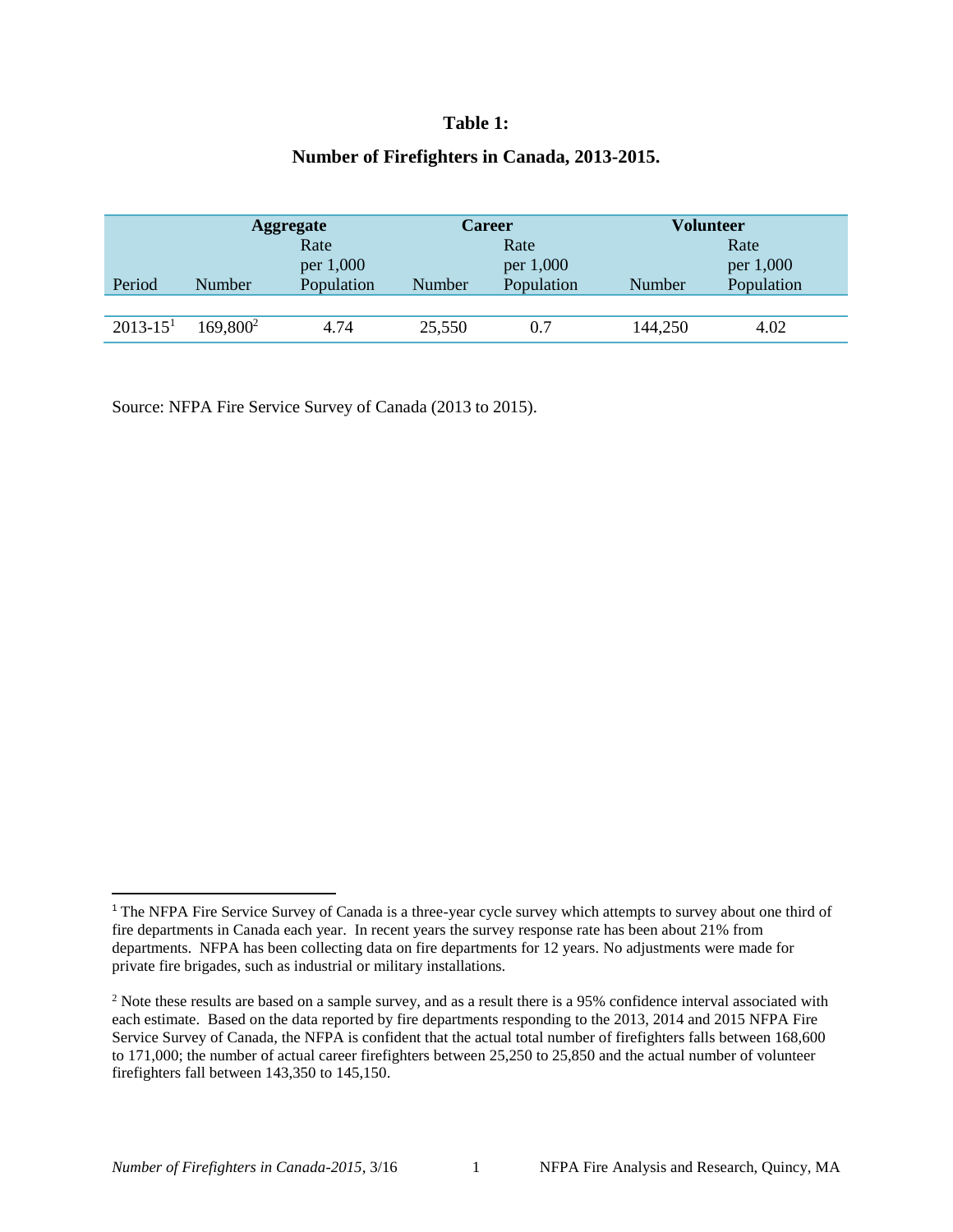**Table 1:**

**Number of Firefighters in Canada, 2013-2015.**

| | **Aggregate** | | **Career** | | **Volunteer** | |
|---|---|---|---|---|---|---|
| Period | Number | Rate per 1,000 Population | Number | Rate per 1,000 Population | Number | Rate per 1,000 Population |
| 2013-15[1] | 169,800[2] | 4.74 | 25,550 | 0.7 | 144,250 | 4.02 |

Source: NFPA Fire Service Survey of Canada (2013 to 2015).

---

[1] The NFPA Fire Service Survey of Canada is a three-year cycle survey which attempts to survey about one third of fire departments in Canada each year. In recent years the survey response rate has been about 21% from departments. NFPA has been collecting data on fire departments for 12 years. No adjustments were made for private fire brigades, such as industrial or military installations.

[2] Note these results are based on a sample survey, and as a result there is a 95% confidence interval associated with each estimate. Based on the data reported by fire departments responding to the 2013, 2014 and 2015 NFPA Fire Service Survey of Canada, the NFPA is confident that the actual total number of firefighters falls between 168,600 to 171,000; the number of actual career firefighters between 25,250 to 25,850 and the actual number of volunteer firefighters fall between 143,350 to 145,150.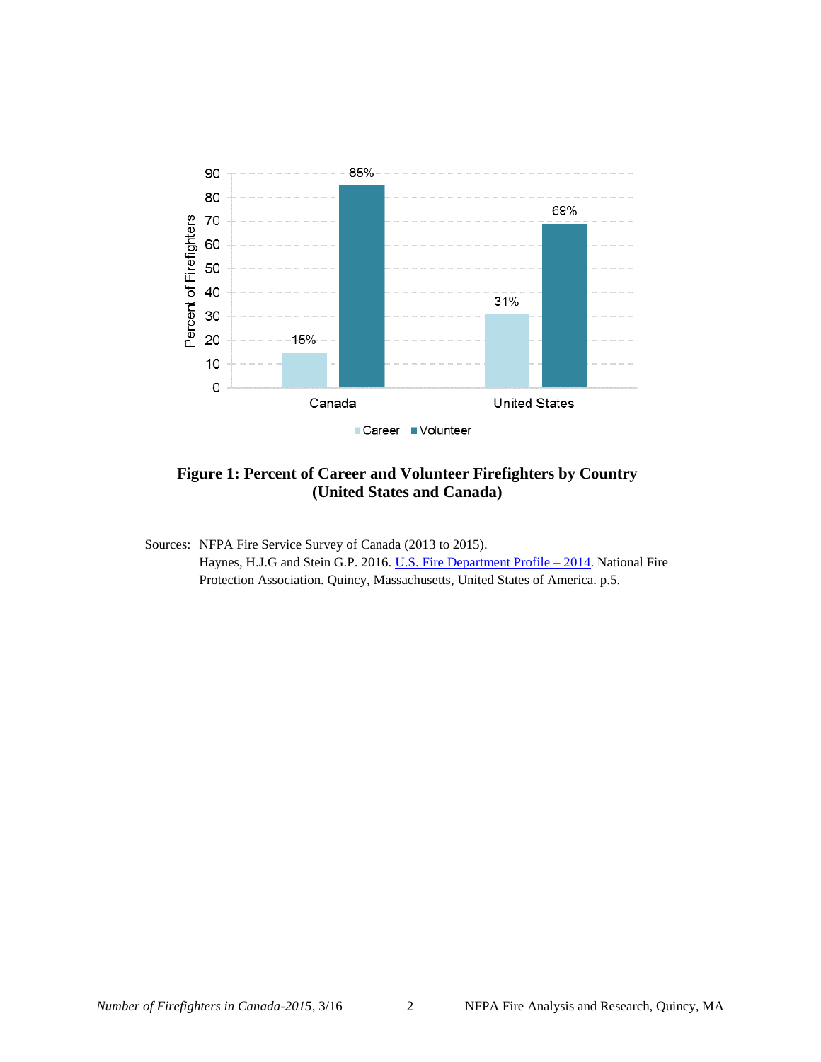90
80
70
60
50
40
30
20
10
0

Percent of Firefighters

85%
15%
69%
31%

Canada
United States

Career
Volunteer

**Figure 1: Percent of Career and Volunteer Firefighters by Country (United States and Canada)**

Sources: NFPA Fire Service Survey of Canada (2013 to 2015).
Haynes, H.J.G and Stein G.P. 2016. U.S. Fire Department Profile – 2014. National Fire Protection Association. Quincy, Massachusetts, United States of America. p.5.